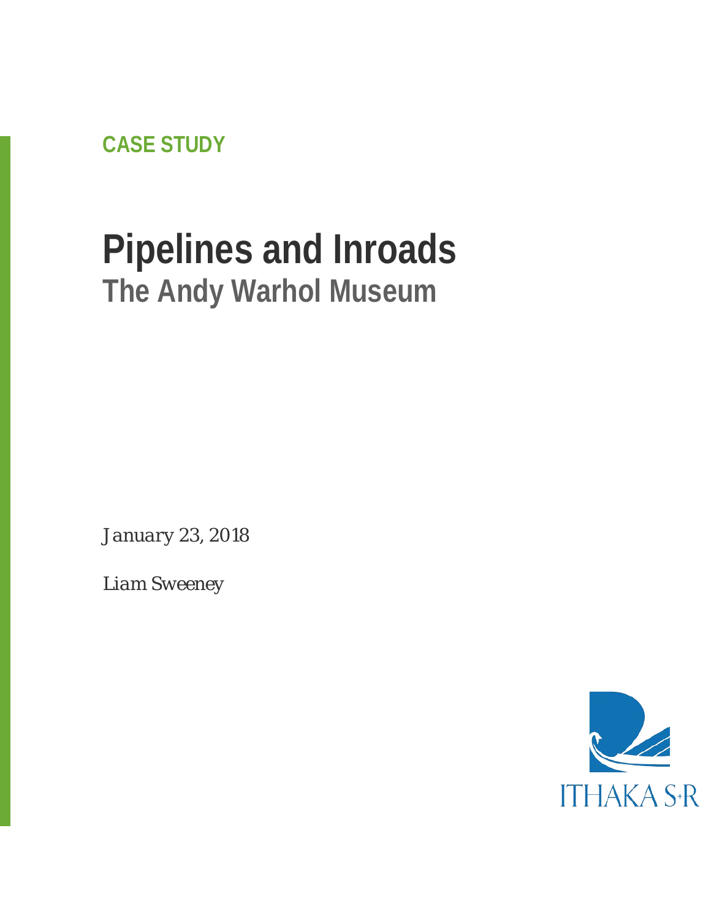CASE STUDY

# Pipelines and Inroads

## The Andy Warhol Museum

*January 23, 2018*

*Liam Sweeney*

ITHAKA S+R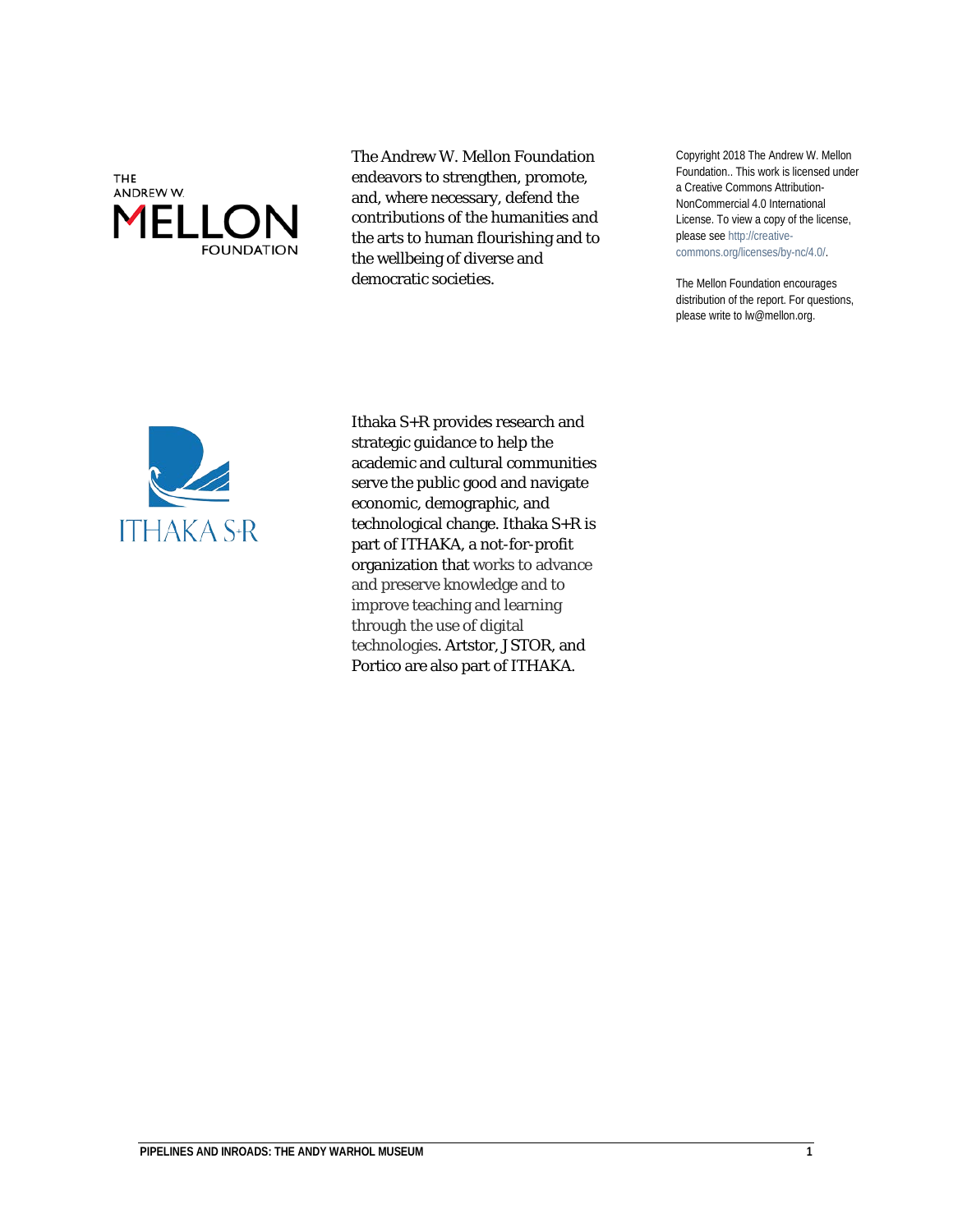The Andrew W. Mellon Foundation endeavors to strengthen, promote, and, where necessary, defend the contributions of the humanities and the arts to human flourishing and to the wellbeing of diverse and democratic societies.

Copyright 2018 The Andrew W. Mellon Foundation.. This work is licensed under a Creative Commons Attribution-NonCommercial 4.0 International License. To view a copy of the license, please see http://creative-commons.org/licenses/by-nc/4.0/.

The Mellon Foundation encourages distribution of the report. For questions, please write to lw@mellon.org.

Ithaka S+R provides research and strategic guidance to help the academic and cultural communities serve the public good and navigate economic, demographic, and technological change. Ithaka S+R is part of ITHAKA, a not-for-profit organization that works to advance and preserve knowledge and to improve teaching and learning through the use of digital technologies. Artstor, JSTOR, and Portico are also part of ITHAKA.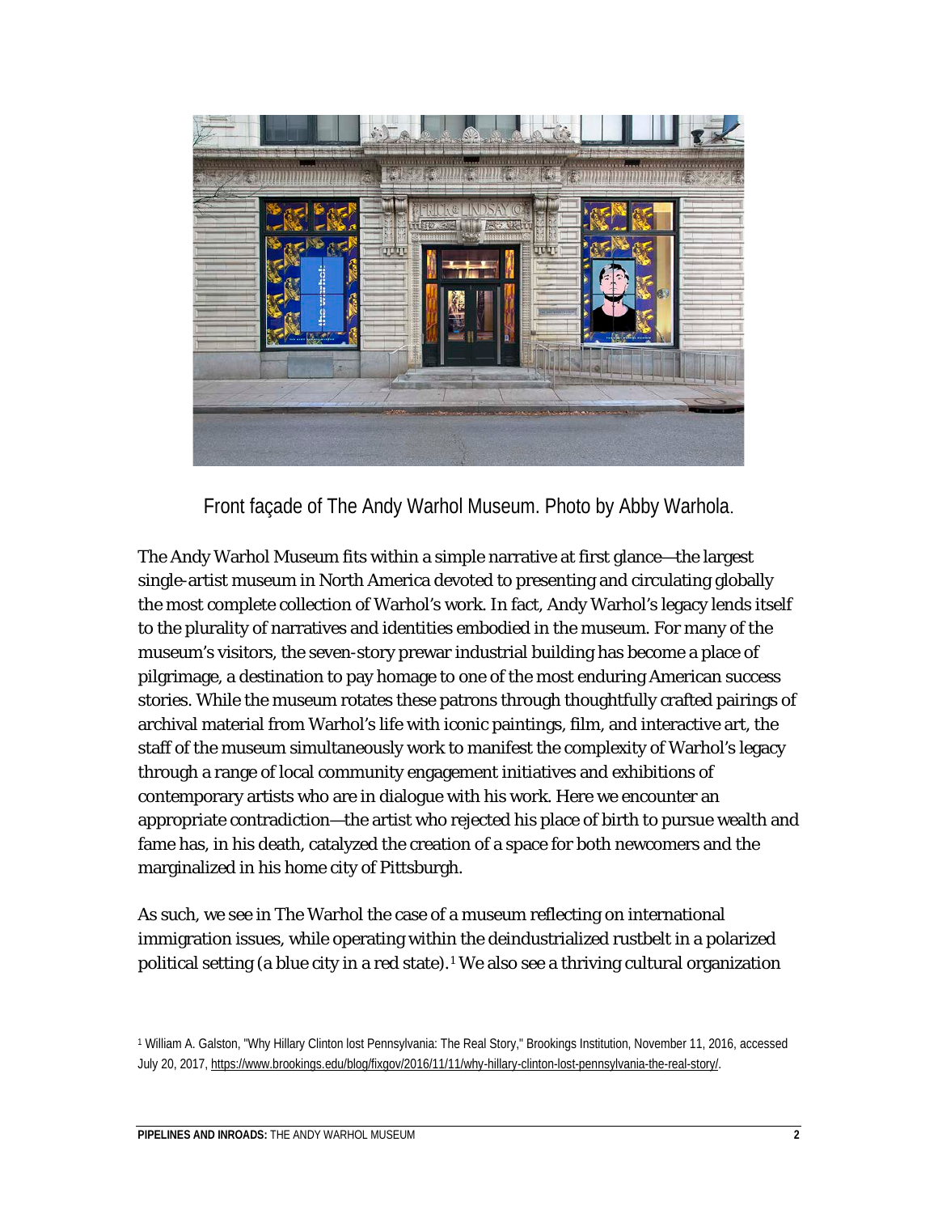Front façade of The Andy Warhol Museum. Photo by Abby Warhola.

The Andy Warhol Museum fits within a simple narrative at first glance—the largest single-artist museum in North America devoted to presenting and circulating globally the most complete collection of Warhol's work. In fact, Andy Warhol's legacy lends itself to the plurality of narratives and identities embodied in the museum. For many of the museum's visitors, the seven-story prewar industrial building has become a place of pilgrimage, a destination to pay homage to one of the most enduring American success stories. While the museum rotates these patrons through thoughtfully crafted pairings of archival material from Warhol's life with iconic paintings, film, and interactive art, the staff of the museum simultaneously work to manifest the complexity of Warhol's legacy through a range of local community engagement initiatives and exhibitions of contemporary artists who are in dialogue with his work. Here we encounter an appropriate contradiction—the artist who rejected his place of birth to pursue wealth and fame has, in his death, catalyzed the creation of a space for both newcomers and the marginalized in his home city of Pittsburgh.

As such, we see in The Warhol the case of a museum reflecting on international immigration issues, while operating within the deindustrialized rustbelt in a polarized political setting (a blue city in a red state).[1] We also see a thriving cultural organization

[1] William A. Galston, "Why Hillary Clinton lost Pennsylvania: The Real Story," Brookings Institution, November 11, 2016, accessed July 20, 2017, https://www.brookings.edu/blog/fixgov/2016/11/11/why-hillary-clinton-lost-pennsylvania-the-real-story/.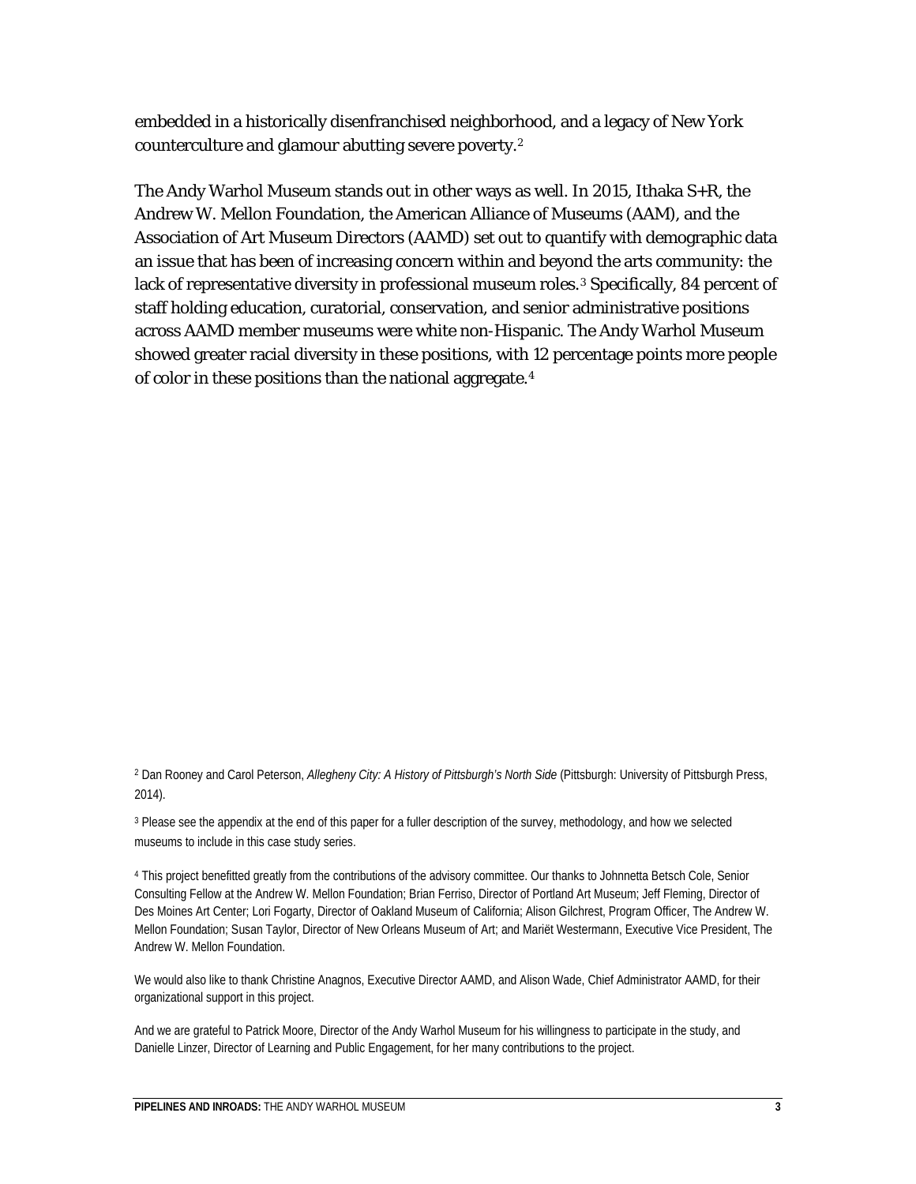embedded in a historically disenfranchised neighborhood, and a legacy of New York counterculture and glamour abutting severe poverty.[2]

The Andy Warhol Museum stands out in other ways as well. In 2015, Ithaka S+R, the Andrew W. Mellon Foundation, the American Alliance of Museums (AAM), and the Association of Art Museum Directors (AAMD) set out to quantify with demographic data an issue that has been of increasing concern within and beyond the arts community: the lack of representative diversity in professional museum roles.[3] Specifically, 84 percent of staff holding education, curatorial, conservation, and senior administrative positions across AAMD member museums were white non-Hispanic. The Andy Warhol Museum showed greater racial diversity in these positions, with 12 percentage points more people of color in these positions than the national aggregate.[4]

[2] Dan Rooney and Carol Peterson, *Allegheny City: A History of Pittsburgh's North Side* (Pittsburgh: University of Pittsburgh Press, 2014).

[3] Please see the appendix at the end of this paper for a fuller description of the survey, methodology, and how we selected museums to include in this case study series.

[4] This project benefitted greatly from the contributions of the advisory committee. Our thanks to Johnnetta Betsch Cole, Senior Consulting Fellow at the Andrew W. Mellon Foundation; Brian Ferriso, Director of Portland Art Museum; Jeff Fleming, Director of Des Moines Art Center; Lori Fogarty, Director of Oakland Museum of California; Alison Gilchrest, Program Officer, The Andrew W. Mellon Foundation; Susan Taylor, Director of New Orleans Museum of Art; and Mariët Westermann, Executive Vice President, The Andrew W. Mellon Foundation.

We would also like to thank Christine Anagnos, Executive Director AAMD, and Alison Wade, Chief Administrator AAMD, for their organizational support in this project.

And we are grateful to Patrick Moore, Director of the Andy Warhol Museum for his willingness to participate in the study, and Danielle Linzer, Director of Learning and Public Engagement, for her many contributions to the project.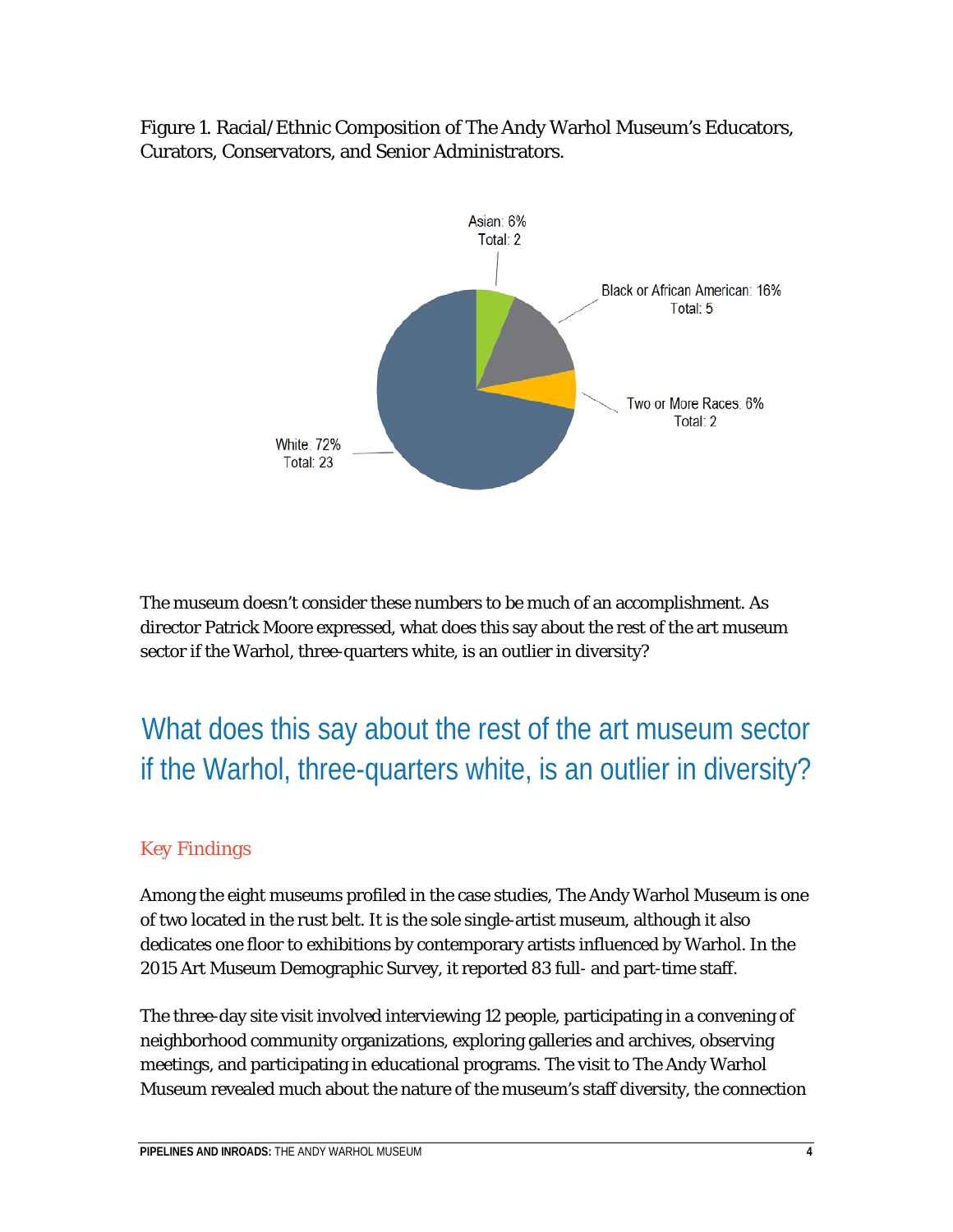Figure 1. Racial/Ethnic Composition of The Andy Warhol Museum's Educators, Curators, Conservators, and Senior Administrators.

Asian: 6%
Total: 2

Black or African American: 16%
Total: 5

Two or More Races: 6%
Total: 2

White: 72%
Total: 23

The museum doesn't consider these numbers to be much of an accomplishment. As director Patrick Moore expressed, what does this say about the rest of the art museum sector if the Warhol, three-quarters white, is an outlier in diversity?

> What does this say about the rest of the art museum sector if the Warhol, three-quarters white, is an outlier in diversity?

## Key Findings

Among the eight museums profiled in the case studies, The Andy Warhol Museum is one of two located in the rust belt. It is the sole single-artist museum, although it also dedicates one floor to exhibitions by contemporary artists influenced by Warhol. In the 2015 Art Museum Demographic Survey, it reported 83 full- and part-time staff.

The three-day site visit involved interviewing 12 people, participating in a convening of neighborhood community organizations, exploring galleries and archives, observing meetings, and participating in educational programs. The visit to The Andy Warhol Museum revealed much about the nature of the museum's staff diversity, the connection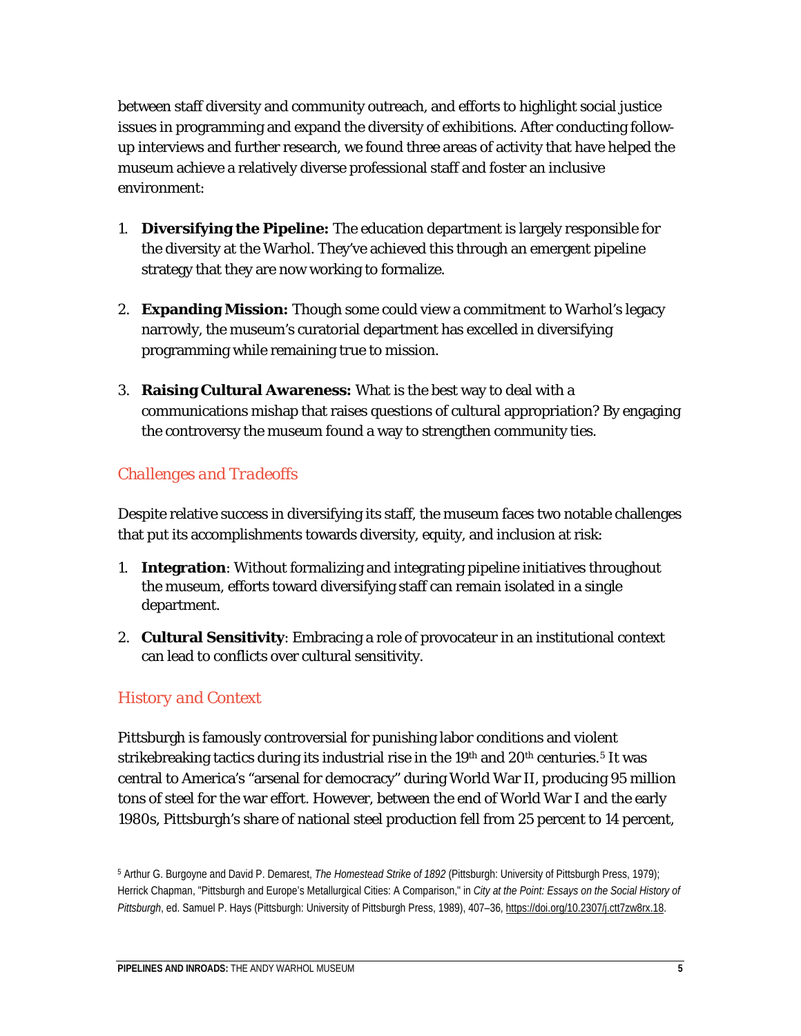between staff diversity and community outreach, and efforts to highlight social justice issues in programming and expand the diversity of exhibitions. After conducting follow-up interviews and further research, we found three areas of activity that have helped the museum achieve a relatively diverse professional staff and foster an inclusive environment:

1. **Diversifying the Pipeline:** The education department is largely responsible for the diversity at the Warhol. They've achieved this through an emergent pipeline strategy that they are now working to formalize.

2. **Expanding Mission:** Though some could view a commitment to Warhol's legacy narrowly, the museum's curatorial department has excelled in diversifying programming while remaining true to mission.

3. **Raising Cultural Awareness:** What is the best way to deal with a communications mishap that raises questions of cultural appropriation? By engaging the controversy the museum found a way to strengthen community ties.

## *Challenges and Tradeoffs*

Despite relative success in diversifying its staff, the museum faces two notable challenges that put its accomplishments towards diversity, equity, and inclusion at risk:

1. **Integration**: Without formalizing and integrating pipeline initiatives throughout the museum, efforts toward diversifying staff can remain isolated in a single department.
2. **Cultural Sensitivity**: Embracing a role of provocateur in an institutional context can lead to conflicts over cultural sensitivity.

## *History and Context*

Pittsburgh is famously controversial for punishing labor conditions and violent strikebreaking tactics during its industrial rise in the 19th and 20th centuries.[5] It was central to America's "arsenal for democracy" during World War II, producing 95 million tons of steel for the war effort. However, between the end of World War I and the early 1980s, Pittsburgh's share of national steel production fell from 25 percent to 14 percent,

[5] Arthur G. Burgoyne and David P. Demarest, *The Homestead Strike of 1892* (Pittsburgh: University of Pittsburgh Press, 1979); Herrick Chapman, "Pittsburgh and Europe's Metallurgical Cities: A Comparison," in *City at the Point: Essays on the Social History of Pittsburgh*, ed. Samuel P. Hays (Pittsburgh: University of Pittsburgh Press, 1989), 407–36, https://doi.org/10.2307/j.ctt7zw8rx.18.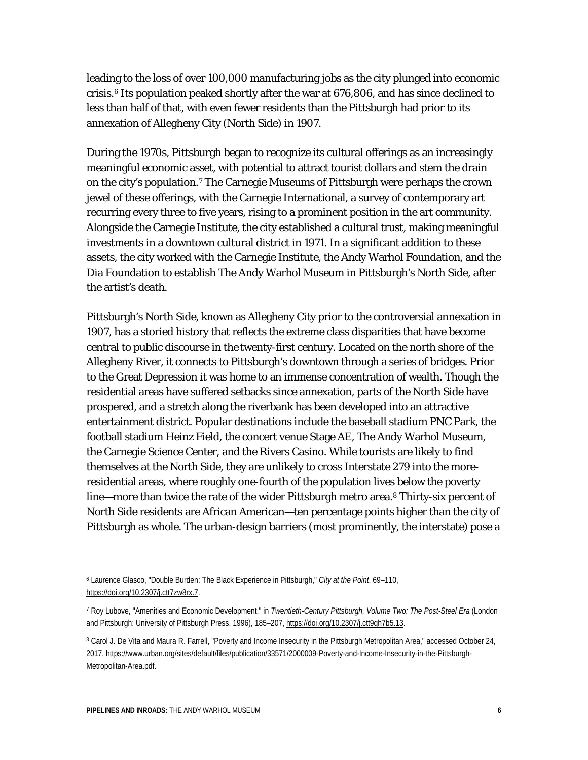leading to the loss of over 100,000 manufacturing jobs as the city plunged into economic crisis.[6] Its population peaked shortly after the war at 676,806, and has since declined to less than half of that, with even fewer residents than the Pittsburgh had prior to its annexation of Allegheny City (North Side) in 1907.

During the 1970s, Pittsburgh began to recognize its cultural offerings as an increasingly meaningful economic asset, with potential to attract tourist dollars and stem the drain on the city's population.[7] The Carnegie Museums of Pittsburgh were perhaps the crown jewel of these offerings, with the Carnegie International, a survey of contemporary art recurring every three to five years, rising to a prominent position in the art community. Alongside the Carnegie Institute, the city established a cultural trust, making meaningful investments in a downtown cultural district in 1971. In a significant addition to these assets, the city worked with the Carnegie Institute, the Andy Warhol Foundation, and the Dia Foundation to establish The Andy Warhol Museum in Pittsburgh's North Side, after the artist's death.

Pittsburgh's North Side, known as Allegheny City prior to the controversial annexation in 1907, has a storied history that reflects the extreme class disparities that have become central to public discourse in the twenty-first century. Located on the north shore of the Allegheny River, it connects to Pittsburgh's downtown through a series of bridges. Prior to the Great Depression it was home to an immense concentration of wealth. Though the residential areas have suffered setbacks since annexation, parts of the North Side have prospered, and a stretch along the riverbank has been developed into an attractive entertainment district. Popular destinations include the baseball stadium PNC Park, the football stadium Heinz Field, the concert venue Stage AE, The Andy Warhol Museum, the Carnegie Science Center, and the Rivers Casino. While tourists are likely to find themselves at the North Side, they are unlikely to cross Interstate 279 into the more-residential areas, where roughly one-fourth of the population lives below the poverty line—more than twice the rate of the wider Pittsburgh metro area.[8] Thirty-six percent of North Side residents are African American—ten percentage points higher than the city of Pittsburgh as whole. The urban-design barriers (most prominently, the interstate) pose a

---

[6] Laurence Glasco, "Double Burden: The Black Experience in Pittsburgh," *City at the Point*, 69–110, https://doi.org/10.2307/j.ctt7zw8rx.7.

[7] Roy Lubove, "Amenities and Economic Development," in *Twentieth-Century Pittsburgh, Volume Two: The Post-Steel Era* (London and Pittsburgh: University of Pittsburgh Press, 1996), 185–207, https://doi.org/10.2307/j.ctt9qh7b5.13.

[8] Carol J. De Vita and Maura R. Farrell, "Poverty and Income Insecurity in the Pittsburgh Metropolitan Area," accessed October 24, 2017, https://www.urban.org/sites/default/files/publication/33571/2000009-Poverty-and-Income-Insecurity-in-the-Pittsburgh-Metropolitan-Area.pdf.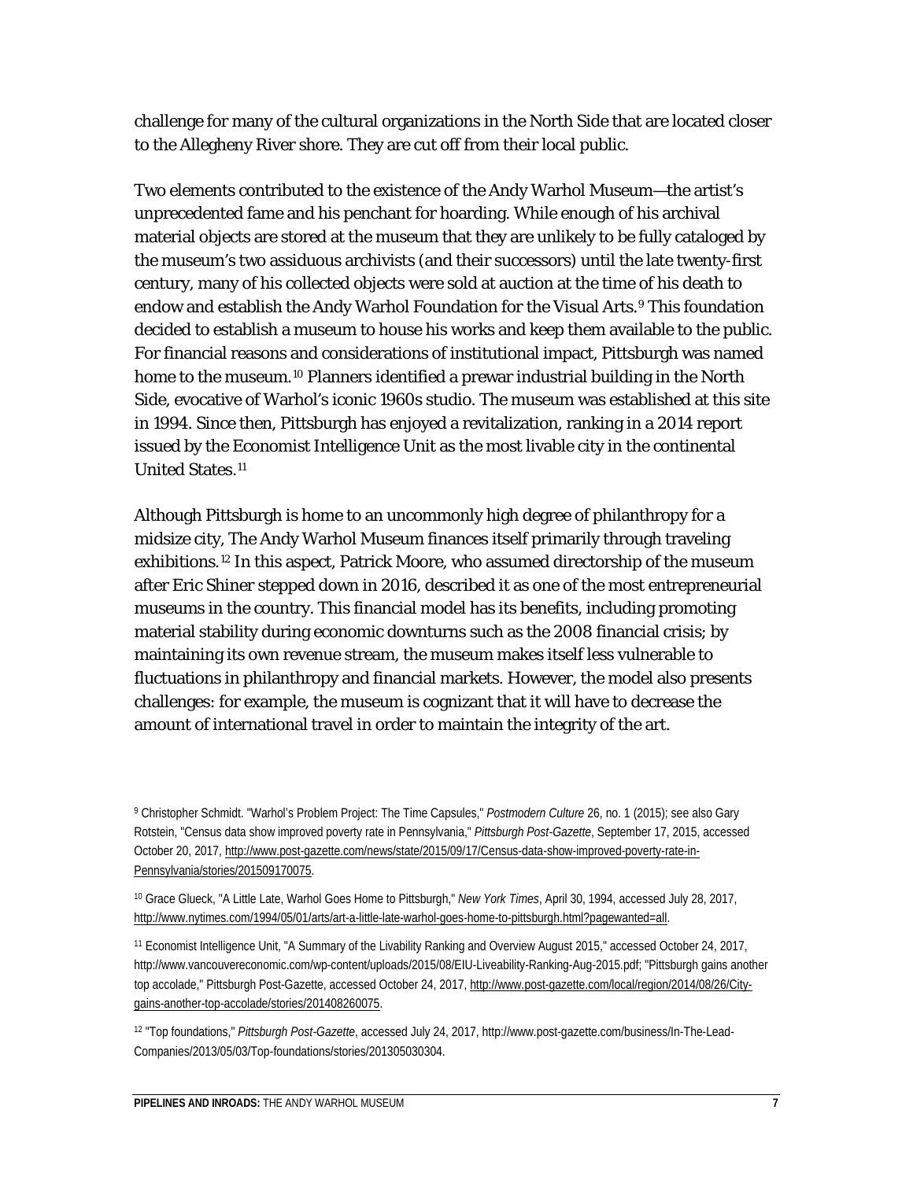challenge for many of the cultural organizations in the North Side that are located closer to the Allegheny River shore. They are cut off from their local public.

Two elements contributed to the existence of the Andy Warhol Museum—the artist's unprecedented fame and his penchant for hoarding. While enough of his archival material objects are stored at the museum that they are unlikely to be fully cataloged by the museum's two assiduous archivists (and their successors) until the late twenty-first century, many of his collected objects were sold at auction at the time of his death to endow and establish the Andy Warhol Foundation for the Visual Arts.[9] This foundation decided to establish a museum to house his works and keep them available to the public. For financial reasons and considerations of institutional impact, Pittsburgh was named home to the museum.[10] Planners identified a prewar industrial building in the North Side, evocative of Warhol's iconic 1960s studio. The museum was established at this site in 1994. Since then, Pittsburgh has enjoyed a revitalization, ranking in a 2014 report issued by the Economist Intelligence Unit as the most livable city in the continental United States.[11]

Although Pittsburgh is home to an uncommonly high degree of philanthropy for a midsize city, The Andy Warhol Museum finances itself primarily through traveling exhibitions.[12] In this aspect, Patrick Moore, who assumed directorship of the museum after Eric Shiner stepped down in 2016, described it as one of the most entrepreneurial museums in the country. This financial model has its benefits, including promoting material stability during economic downturns such as the 2008 financial crisis; by maintaining its own revenue stream, the museum makes itself less vulnerable to fluctuations in philanthropy and financial markets. However, the model also presents challenges: for example, the museum is cognizant that it will have to decrease the amount of international travel in order to maintain the integrity of the art.

[9] Christopher Schmidt. "Warhol's Problem Project: The Time Capsules," *Postmodern Culture* 26, no. 1 (2015); see also Gary Rotstein, "Census data show improved poverty rate in Pennsylvania," *Pittsburgh Post-Gazette*, September 17, 2015, accessed October 20, 2017, http://www.post-gazette.com/news/state/2015/09/17/Census-data-show-improved-poverty-rate-in-Pennsylvania/stories/201509170075.

[10] Grace Glueck, "A Little Late, Warhol Goes Home to Pittsburgh," *New York Times*, April 30, 1994, accessed July 28, 2017, http://www.nytimes.com/1994/05/01/arts/art-a-little-late-warhol-goes-home-to-pittsburgh.html?pagewanted=all.

[11] Economist Intelligence Unit, "A Summary of the Livability Ranking and Overview August 2015," accessed October 24, 2017, http://www.vancouvereconomic.com/wp-content/uploads/2015/08/EIU-Liveability-Ranking-Aug-2015.pdf; "Pittsburgh gains another top accolade," Pittsburgh Post-Gazette, accessed October 24, 2017, http://www.post-gazette.com/local/region/2014/08/26/City-gains-another-top-accolade/stories/201408260075.

[12] "Top foundations," *Pittsburgh Post-Gazette*, accessed July 24, 2017, http://www.post-gazette.com/business/In-The-Lead-Companies/2013/05/03/Top-foundations/stories/201305030304.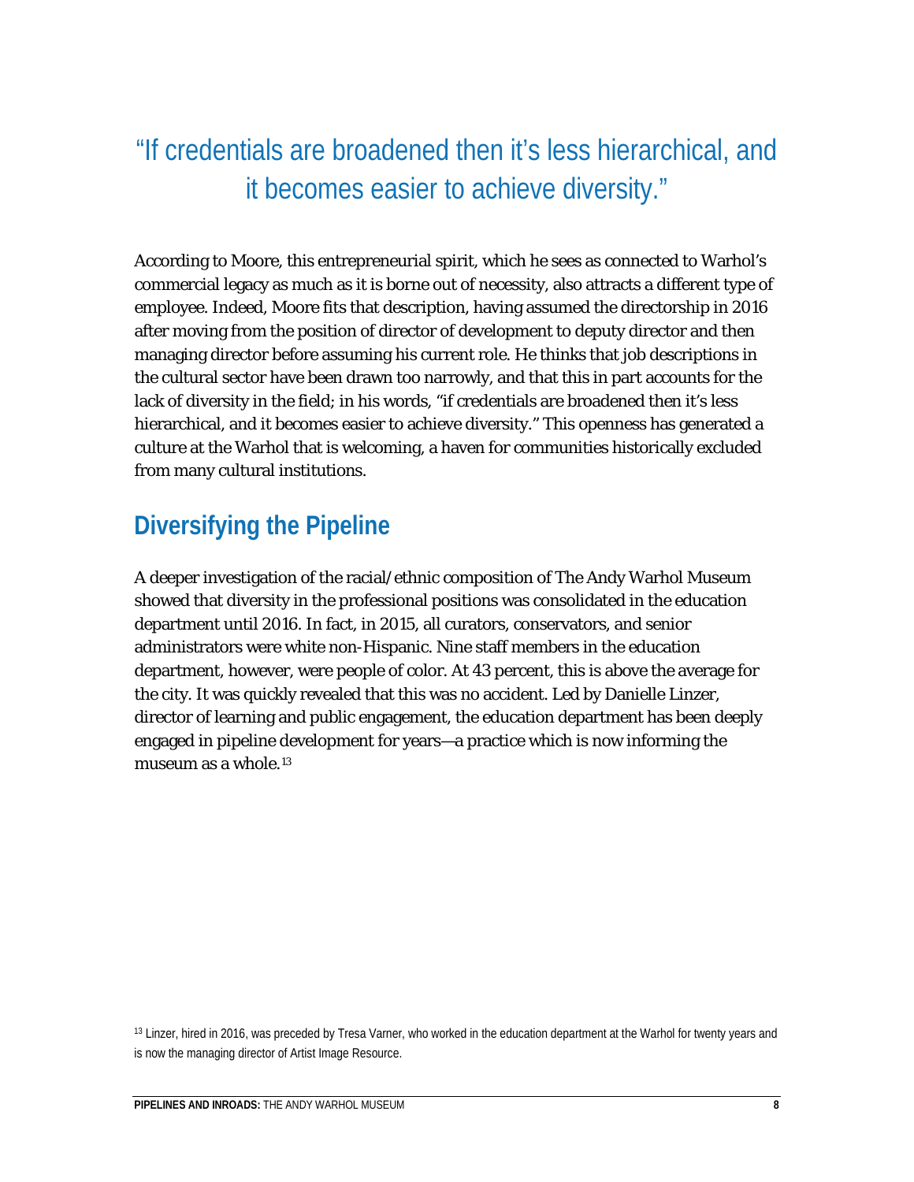“If credentials are broadened then it’s less hierarchical, and it becomes easier to achieve diversity.”

According to Moore, this entrepreneurial spirit, which he sees as connected to Warhol’s commercial legacy as much as it is borne out of necessity, also attracts a different type of employee. Indeed, Moore fits that description, having assumed the directorship in 2016 after moving from the position of director of development to deputy director and then managing director before assuming his current role. He thinks that job descriptions in the cultural sector have been drawn too narrowly, and that this in part accounts for the lack of diversity in the field; in his words, “if credentials are broadened then it’s less hierarchical, and it becomes easier to achieve diversity.” This openness has generated a culture at the Warhol that is welcoming, a haven for communities historically excluded from many cultural institutions.

## Diversifying the Pipeline

A deeper investigation of the racial/ethnic composition of The Andy Warhol Museum showed that diversity in the professional positions was consolidated in the education department until 2016. In fact, in 2015, all curators, conservators, and senior administrators were white non-Hispanic. Nine staff members in the education department, however, were people of color. At 43 percent, this is above the average for the city. It was quickly revealed that this was no accident. Led by Danielle Linzer, director of learning and public engagement, the education department has been deeply engaged in pipeline development for years—a practice which is now informing the museum as a whole.[13]

[13] Linzer, hired in 2016, was preceded by Tresa Varner, who worked in the education department at the Warhol for twenty years and is now the managing director of Artist Image Resource.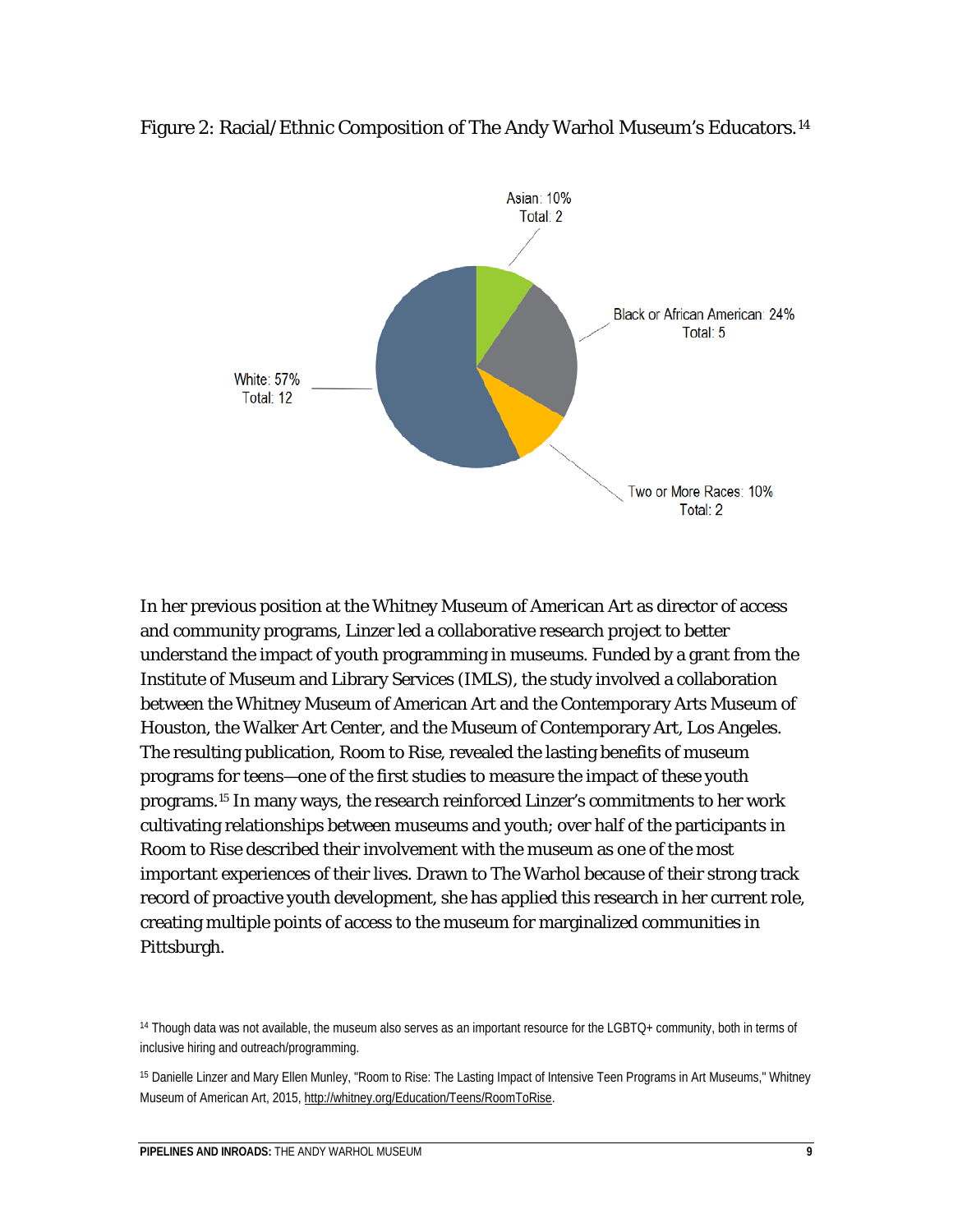Figure 2: Racial/Ethnic Composition of The Andy Warhol Museum's Educators.[14]

Asian: 10%
Total: 2

Black or African American: 24%
Total: 5

White: 57%
Total: 12

Two or More Races: 10%
Total: 2

In her previous position at the Whitney Museum of American Art as director of access and community programs, Linzer led a collaborative research project to better understand the impact of youth programming in museums. Funded by a grant from the Institute of Museum and Library Services (IMLS), the study involved a collaboration between the Whitney Museum of American Art and the Contemporary Arts Museum of Houston, the Walker Art Center, and the Museum of Contemporary Art, Los Angeles. The resulting publication, Room to Rise, revealed the lasting benefits of museum programs for teens—one of the first studies to measure the impact of these youth programs.[15] In many ways, the research reinforced Linzer's commitments to her work cultivating relationships between museums and youth; over half of the participants in Room to Rise described their involvement with the museum as one of the most important experiences of their lives. Drawn to The Warhol because of their strong track record of proactive youth development, she has applied this research in her current role, creating multiple points of access to the museum for marginalized communities in Pittsburgh.

[14] Though data was not available, the museum also serves as an important resource for the LGBTQ+ community, both in terms of inclusive hiring and outreach/programming.

[15] Danielle Linzer and Mary Ellen Munley, "Room to Rise: The Lasting Impact of Intensive Teen Programs in Art Museums," Whitney Museum of American Art, 2015, http://whitney.org/Education/Teens/RoomToRise.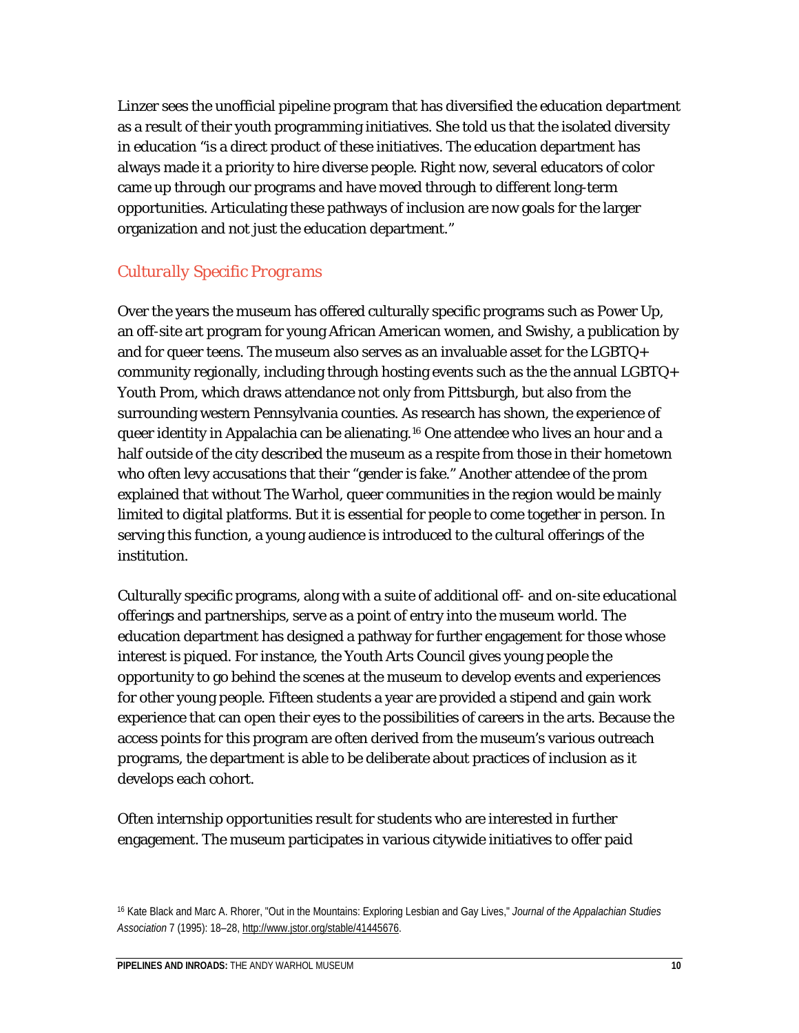Linzer sees the unofficial pipeline program that has diversified the education department as a result of their youth programming initiatives. She told us that the isolated diversity in education "is a direct product of these initiatives. The education department has always made it a priority to hire diverse people. Right now, several educators of color came up through our programs and have moved through to different long-term opportunities. Articulating these pathways of inclusion are now goals for the larger organization and not just the education department."

## *Culturally Specific Programs*

Over the years the museum has offered culturally specific programs such as Power Up, an off-site art program for young African American women, and Swishy, a publication by and for queer teens. The museum also serves as an invaluable asset for the LGBTQ+ community regionally, including through hosting events such as the the annual LGBTQ+ Youth Prom, which draws attendance not only from Pittsburgh, but also from the surrounding western Pennsylvania counties. As research has shown, the experience of queer identity in Appalachia can be alienating.[16] One attendee who lives an hour and a half outside of the city described the museum as a respite from those in their hometown who often levy accusations that their "gender is fake." Another attendee of the prom explained that without The Warhol, queer communities in the region would be mainly limited to digital platforms. But it is essential for people to come together in person. In serving this function, a young audience is introduced to the cultural offerings of the institution.

Culturally specific programs, along with a suite of additional off- and on-site educational offerings and partnerships, serve as a point of entry into the museum world. The education department has designed a pathway for further engagement for those whose interest is piqued. For instance, the Youth Arts Council gives young people the opportunity to go behind the scenes at the museum to develop events and experiences for other young people. Fifteen students a year are provided a stipend and gain work experience that can open their eyes to the possibilities of careers in the arts. Because the access points for this program are often derived from the museum's various outreach programs, the department is able to be deliberate about practices of inclusion as it develops each cohort.

Often internship opportunities result for students who are interested in further engagement. The museum participates in various citywide initiatives to offer paid

[16] Kate Black and Marc A. Rhorer, "Out in the Mountains: Exploring Lesbian and Gay Lives," *Journal of the Appalachian Studies Association* 7 (1995): 18–28, http://www.jstor.org/stable/41445676.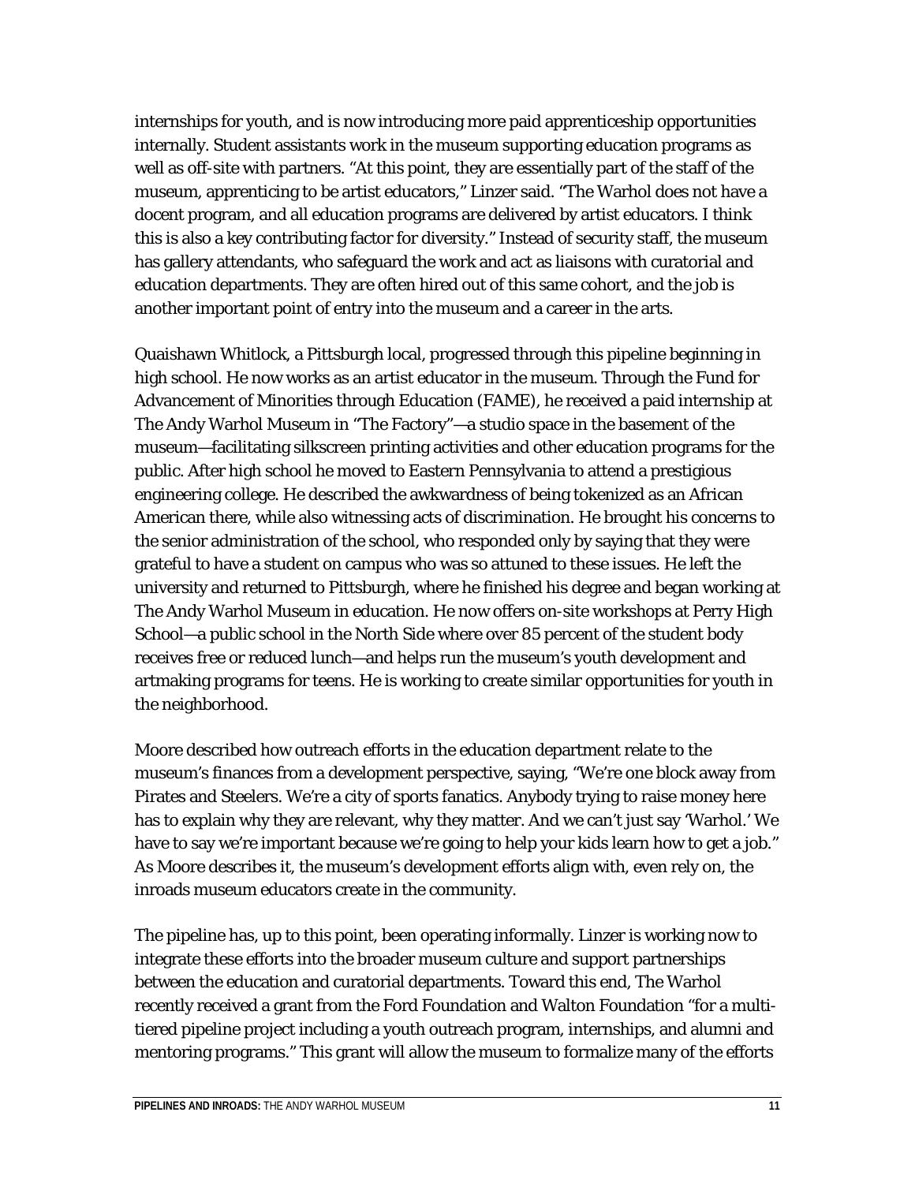internships for youth, and is now introducing more paid apprenticeship opportunities internally. Student assistants work in the museum supporting education programs as well as off-site with partners. "At this point, they are essentially part of the staff of the museum, apprenticing to be artist educators," Linzer said. "The Warhol does not have a docent program, and all education programs are delivered by artist educators. I think this is also a key contributing factor for diversity." Instead of security staff, the museum has gallery attendants, who safeguard the work and act as liaisons with curatorial and education departments. They are often hired out of this same cohort, and the job is another important point of entry into the museum and a career in the arts.

Quaishawn Whitlock, a Pittsburgh local, progressed through this pipeline beginning in high school. He now works as an artist educator in the museum. Through the Fund for Advancement of Minorities through Education (FAME), he received a paid internship at The Andy Warhol Museum in "The Factory"—a studio space in the basement of the museum—facilitating silkscreen printing activities and other education programs for the public. After high school he moved to Eastern Pennsylvania to attend a prestigious engineering college. He described the awkwardness of being tokenized as an African American there, while also witnessing acts of discrimination. He brought his concerns to the senior administration of the school, who responded only by saying that they were grateful to have a student on campus who was so attuned to these issues. He left the university and returned to Pittsburgh, where he finished his degree and began working at The Andy Warhol Museum in education. He now offers on-site workshops at Perry High School—a public school in the North Side where over 85 percent of the student body receives free or reduced lunch—and helps run the museum's youth development and artmaking programs for teens. He is working to create similar opportunities for youth in the neighborhood.

Moore described how outreach efforts in the education department relate to the museum's finances from a development perspective, saying, "We're one block away from Pirates and Steelers. We're a city of sports fanatics. Anybody trying to raise money here has to explain why they are relevant, why they matter. And we can't just say 'Warhol.' We have to say we're important because we're going to help your kids learn how to get a job." As Moore describes it, the museum's development efforts align with, even rely on, the inroads museum educators create in the community.

The pipeline has, up to this point, been operating informally. Linzer is working now to integrate these efforts into the broader museum culture and support partnerships between the education and curatorial departments. Toward this end, The Warhol recently received a grant from the Ford Foundation and Walton Foundation "for a multi-tiered pipeline project including a youth outreach program, internships, and alumni and mentoring programs." This grant will allow the museum to formalize many of the efforts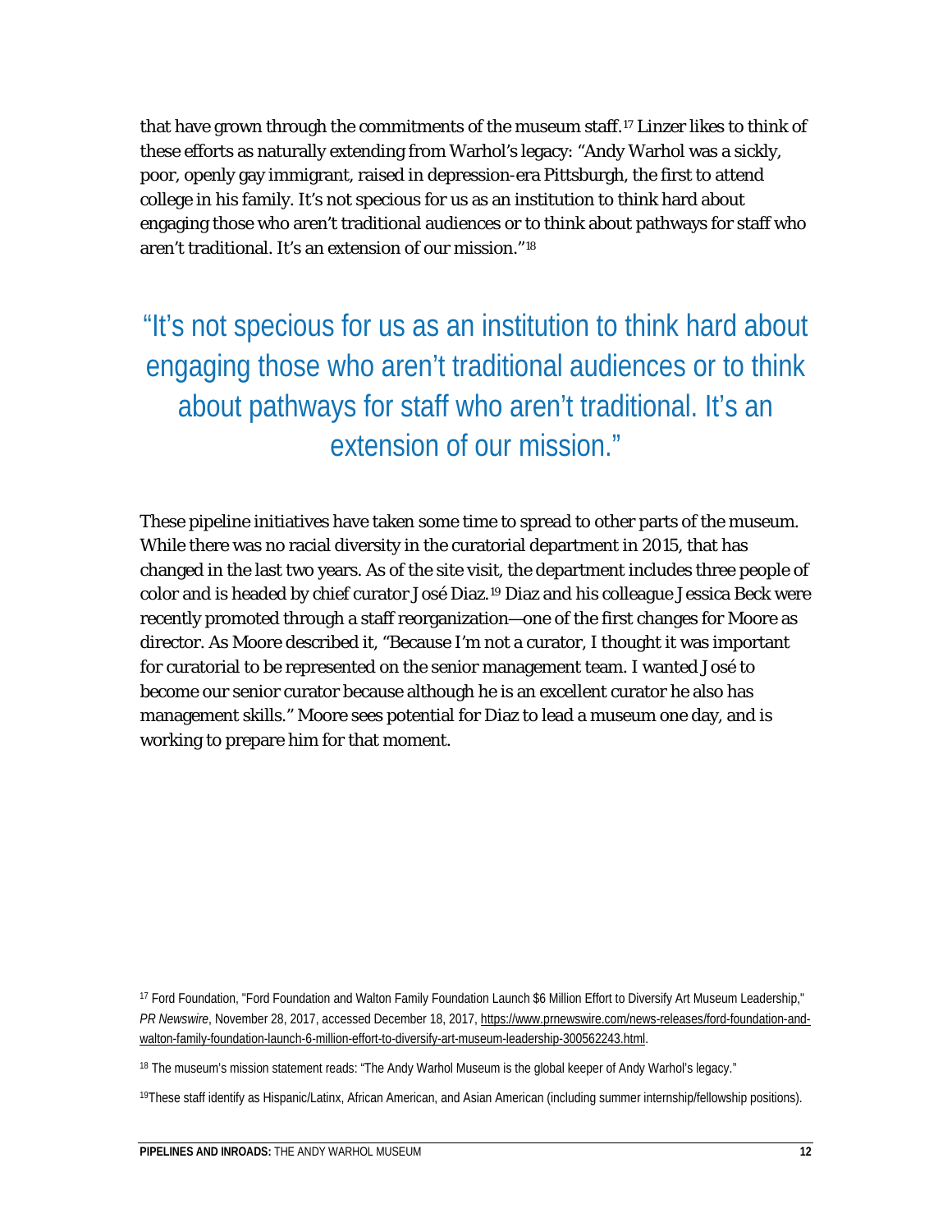that have grown through the commitments of the museum staff.[17] Linzer likes to think of these efforts as naturally extending from Warhol's legacy: "Andy Warhol was a sickly, poor, openly gay immigrant, raised in depression-era Pittsburgh, the first to attend college in his family. It's not specious for us as an institution to think hard about engaging those who aren't traditional audiences or to think about pathways for staff who aren't traditional. It's an extension of our mission."[18]

> "It's not specious for us as an institution to think hard about engaging those who aren't traditional audiences or to think about pathways for staff who aren't traditional. It's an extension of our mission."

These pipeline initiatives have taken some time to spread to other parts of the museum. While there was no racial diversity in the curatorial department in 2015, that has changed in the last two years. As of the site visit, the department includes three people of color and is headed by chief curator José Diaz.[19] Diaz and his colleague Jessica Beck were recently promoted through a staff reorganization—one of the first changes for Moore as director. As Moore described it, "Because I'm not a curator, I thought it was important for curatorial to be represented on the senior management team. I wanted José to become our senior curator because although he is an excellent curator he also has management skills." Moore sees potential for Diaz to lead a museum one day, and is working to prepare him for that moment.

---

[17] Ford Foundation, "Ford Foundation and Walton Family Foundation Launch $6 Million Effort to Diversify Art Museum Leadership," *PR Newswire*, November 28, 2017, accessed December 18, 2017, https://www.prnewswire.com/news-releases/ford-foundation-and-walton-family-foundation-launch-6-million-effort-to-diversify-art-museum-leadership-300562243.html.

[18] The museum's mission statement reads: "The Andy Warhol Museum is the global keeper of Andy Warhol's legacy."

[19] These staff identify as Hispanic/Latinx, African American, and Asian American (including summer internship/fellowship positions).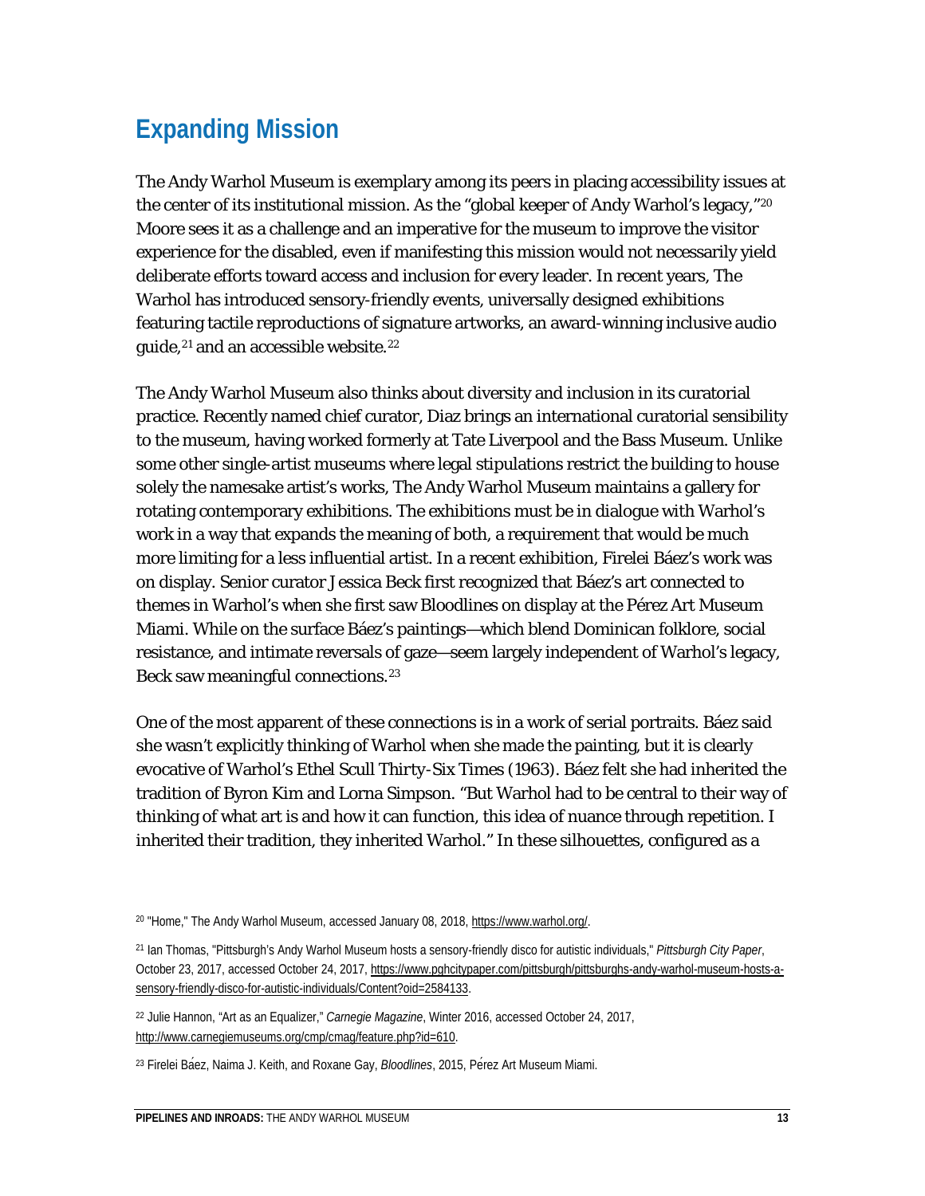## Expanding Mission

The Andy Warhol Museum is exemplary among its peers in placing accessibility issues at the center of its institutional mission. As the "global keeper of Andy Warhol's legacy,"[20] Moore sees it as a challenge and an imperative for the museum to improve the visitor experience for the disabled, even if manifesting this mission would not necessarily yield deliberate efforts toward access and inclusion for every leader. In recent years, The Warhol has introduced sensory-friendly events, universally designed exhibitions featuring tactile reproductions of signature artworks, an award-winning inclusive audio guide,[21] and an accessible website.[22]

The Andy Warhol Museum also thinks about diversity and inclusion in its curatorial practice. Recently named chief curator, Diaz brings an international curatorial sensibility to the museum, having worked formerly at Tate Liverpool and the Bass Museum. Unlike some other single-artist museums where legal stipulations restrict the building to house solely the namesake artist's works, The Andy Warhol Museum maintains a gallery for rotating contemporary exhibitions. The exhibitions must be in dialogue with Warhol's work in a way that expands the meaning of both, a requirement that would be much more limiting for a less influential artist. In a recent exhibition, Firelei Báez's work was on display. Senior curator Jessica Beck first recognized that Báez's art connected to themes in Warhol's when she first saw Bloodlines on display at the Pérez Art Museum Miami. While on the surface Báez's paintings—which blend Dominican folklore, social resistance, and intimate reversals of gaze—seem largely independent of Warhol's legacy, Beck saw meaningful connections.[23]

One of the most apparent of these connections is in a work of serial portraits. Báez said she wasn't explicitly thinking of Warhol when she made the painting, but it is clearly evocative of Warhol's Ethel Scull Thirty-Six Times (1963). Báez felt she had inherited the tradition of Byron Kim and Lorna Simpson. "But Warhol had to be central to their way of thinking of what art is and how it can function, this idea of nuance through repetition. I inherited their tradition, they inherited Warhol." In these silhouettes, configured as a

[20] "Home," The Andy Warhol Museum, accessed January 08, 2018, https://www.warhol.org/.

[21] Ian Thomas, "Pittsburgh's Andy Warhol Museum hosts a sensory-friendly disco for autistic individuals," *Pittsburgh City Paper*, October 23, 2017, accessed October 24, 2017, https://www.pghcitypaper.com/pittsburgh/pittsburghs-andy-warhol-museum-hosts-a-sensory-friendly-disco-for-autistic-individuals/Content?oid=2584133.

[22] Julie Hannon, "Art as an Equalizer," *Carnegie Magazine*, Winter 2016, accessed October 24, 2017, http://www.carnegiemuseums.org/cmp/cmag/feature.php?id=610.

[23] Firelei Báez, Naima J. Keith, and Roxane Gay, *Bloodlines*, 2015, Pérez Art Museum Miami.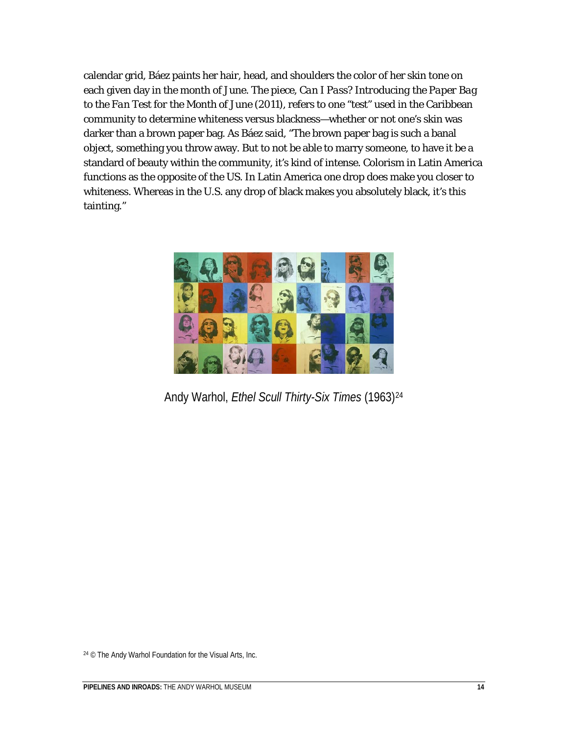calendar grid, Báez paints her hair, head, and shoulders the color of her skin tone on each given day in the month of June. The piece, *Can I Pass? Introducing the Paper Bag to the Fan Test for the Month of June* (2011), refers to one "test" used in the Caribbean community to determine whiteness versus blackness—whether or not one's skin was darker than a brown paper bag. As Báez said, "The brown paper bag is such a banal object, something you throw away. But to not be able to marry someone, to have it be a standard of beauty within the community, it's kind of intense. Colorism in Latin America functions as the opposite of the US. In Latin America one drop does make you closer to whiteness. Whereas in the U.S. any drop of black makes you absolutely black, it's this tainting."

Andy Warhol, *Ethel Scull Thirty-Six Times* (1963)[24]

[24] © The Andy Warhol Foundation for the Visual Arts, Inc.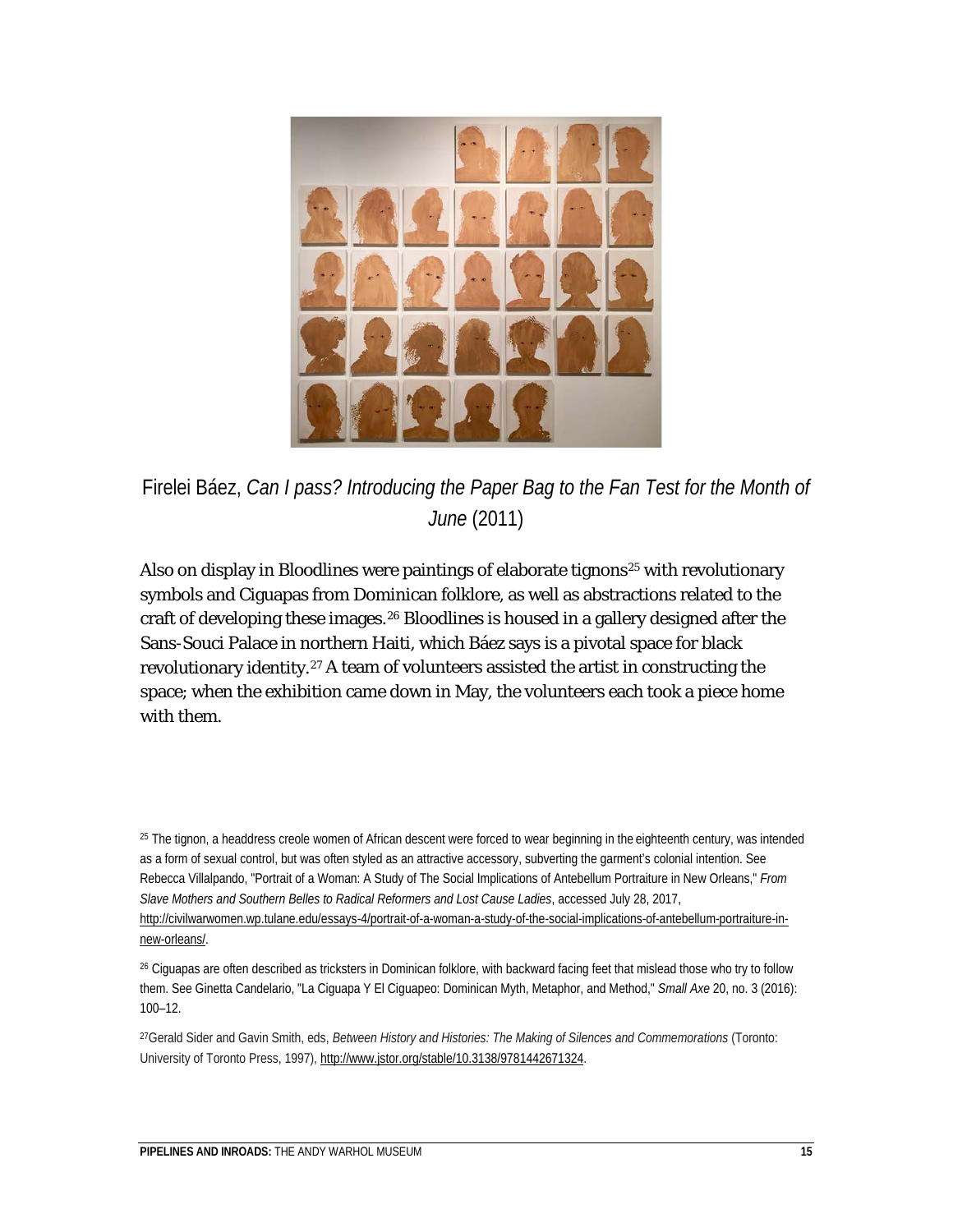Firelei Báez, *Can I pass? Introducing the Paper Bag to the Fan Test for the Month of June* (2011)

Also on display in Bloodlines were paintings of elaborate tignons[25] with revolutionary symbols and Ciguapas from Dominican folklore, as well as abstractions related to the craft of developing these images.[26] Bloodlines is housed in a gallery designed after the Sans-Souci Palace in northern Haiti, which Báez says is a pivotal space for black revolutionary identity.[27] A team of volunteers assisted the artist in constructing the space; when the exhibition came down in May, the volunteers each took a piece home with them.

[25] The tignon, a headdress creole women of African descent were forced to wear beginning in the eighteenth century, was intended as a form of sexual control, but was often styled as an attractive accessory, subverting the garment's colonial intention. See Rebecca Villalpando, "Portrait of a Woman: A Study of The Social Implications of Antebellum Portraiture in New Orleans," *From Slave Mothers and Southern Belles to Radical Reformers and Lost Cause Ladies*, accessed July 28, 2017, http://civilwarwomen.wp.tulane.edu/essays-4/portrait-of-a-woman-a-study-of-the-social-implications-of-antebellum-portraiture-in-new-orleans/.

[26] Ciguapas are often described as tricksters in Dominican folklore, with backward facing feet that mislead those who try to follow them. See Ginetta Candelario, "La Ciguapa Y El Ciguapeo: Dominican Myth, Metaphor, and Method," *Small Axe* 20, no. 3 (2016): 100–12.

[27] Gerald Sider and Gavin Smith, eds, *Between History and Histories: The Making of Silences and Commemorations* (Toronto: University of Toronto Press, 1997), http://www.jstor.org/stable/10.3138/9781442671324.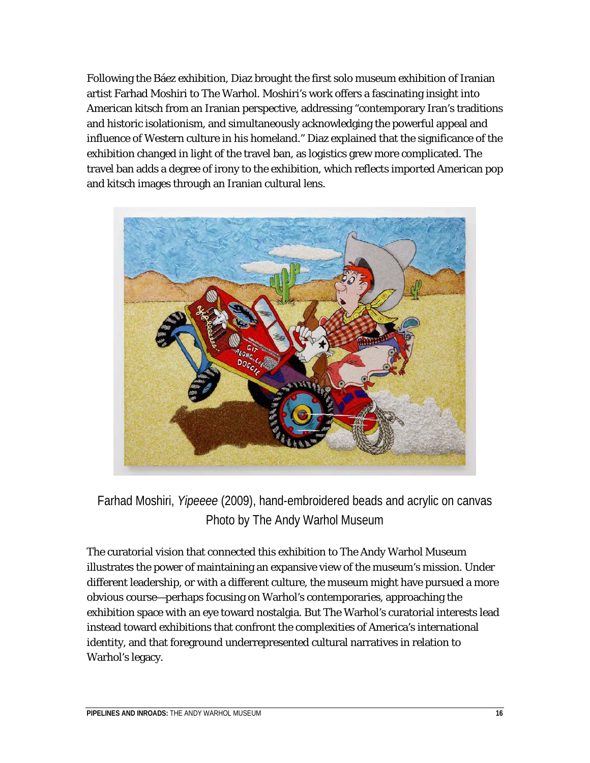Following the Báez exhibition, Diaz brought the first solo museum exhibition of Iranian artist Farhad Moshiri to The Warhol. Moshiri's work offers a fascinating insight into American kitsch from an Iranian perspective, addressing "contemporary Iran's traditions and historic isolationism, and simultaneously acknowledging the powerful appeal and influence of Western culture in his homeland." Diaz explained that the significance of the exhibition changed in light of the travel ban, as logistics grew more complicated. The travel ban adds a degree of irony to the exhibition, which reflects imported American pop and kitsch images through an Iranian cultural lens.

Farhad Moshiri, *Yipeeee* (2009), hand-embroidered beads and acrylic on canvas
Photo by The Andy Warhol Museum

The curatorial vision that connected this exhibition to The Andy Warhol Museum illustrates the power of maintaining an expansive view of the museum's mission. Under different leadership, or with a different culture, the museum might have pursued a more obvious course—perhaps focusing on Warhol's contemporaries, approaching the exhibition space with an eye toward nostalgia. But The Warhol's curatorial interests lead instead toward exhibitions that confront the complexities of America's international identity, and that foreground underrepresented cultural narratives in relation to Warhol's legacy.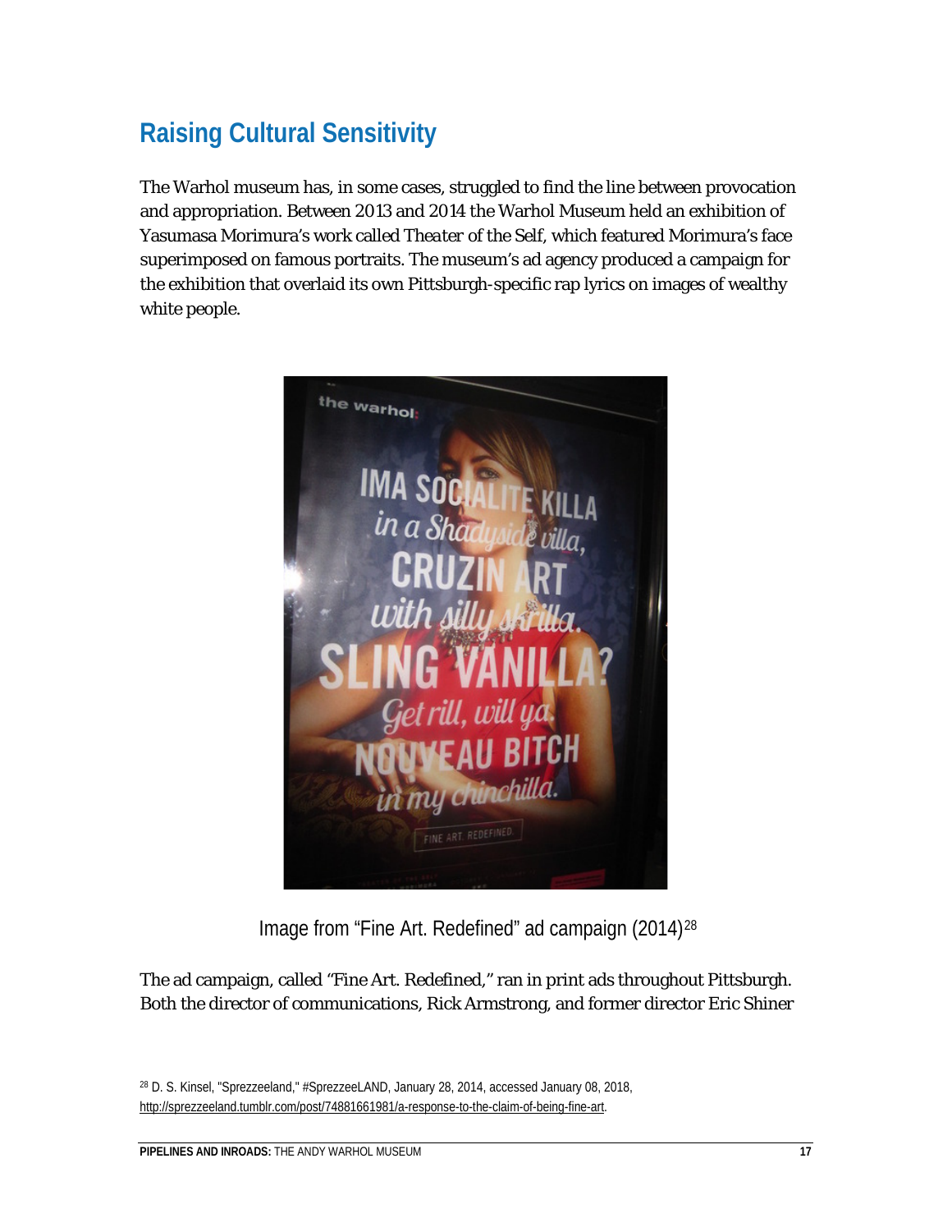## Raising Cultural Sensitivity

The Warhol museum has, in some cases, struggled to find the line between provocation and appropriation. Between 2013 and 2014 the Warhol Museum held an exhibition of Yasumasa Morimura's work called *Theater of the Self*, which featured Morimura's face superimposed on famous portraits. The museum's ad agency produced a campaign for the exhibition that overlaid its own Pittsburgh-specific rap lyrics on images of wealthy white people.

Image from "Fine Art. Redefined" ad campaign (2014)[28]

The ad campaign, called "Fine Art. Redefined," ran in print ads throughout Pittsburgh. Both the director of communications, Rick Armstrong, and former director Eric Shiner

[28] D. S. Kinsel, "Sprezzeeland," #SprezzeeLAND, January 28, 2014, accessed January 08, 2018, http://sprezzeeland.tumblr.com/post/74881661981/a-response-to-the-claim-of-being-fine-art.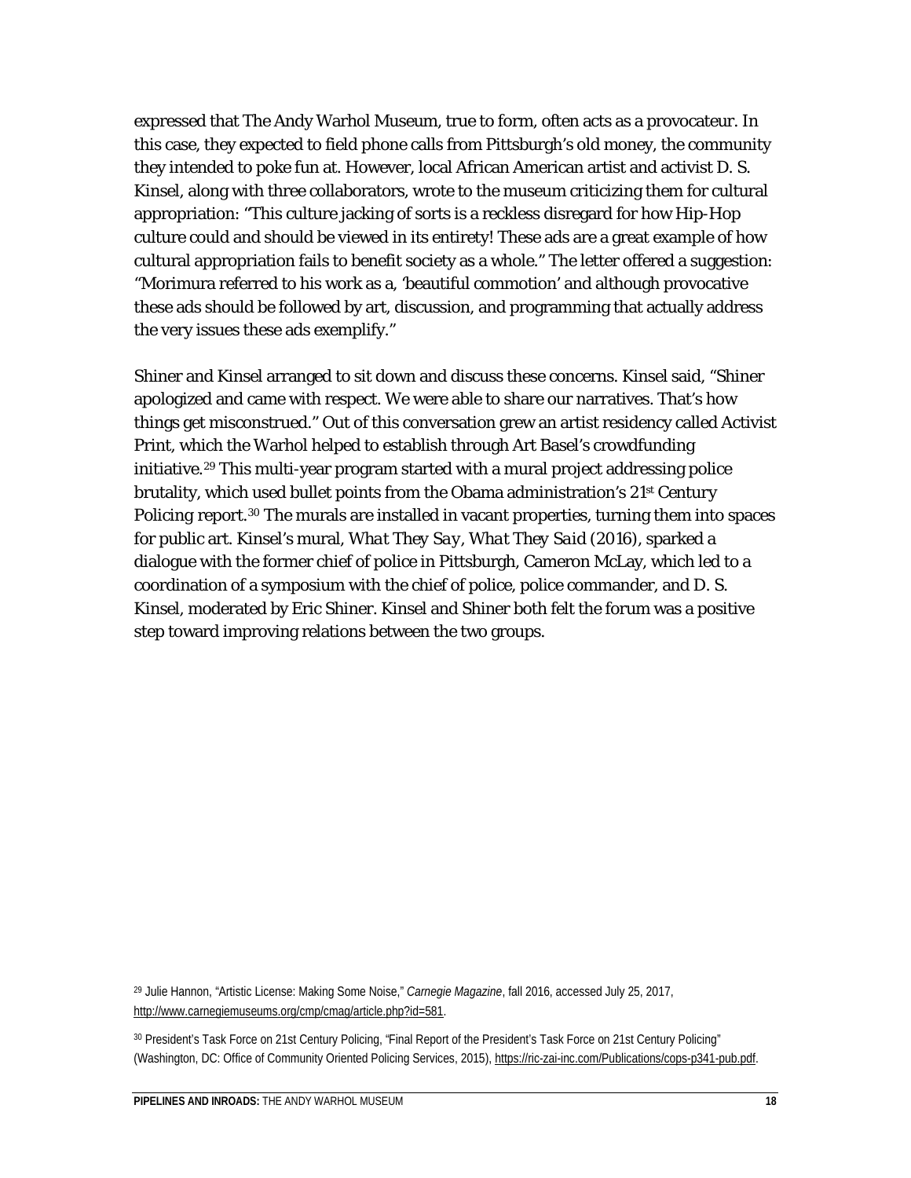expressed that The Andy Warhol Museum, true to form, often acts as a provocateur. In this case, they expected to field phone calls from Pittsburgh's old money, the community they intended to poke fun at. However, local African American artist and activist D. S. Kinsel, along with three collaborators, wrote to the museum criticizing them for cultural appropriation: "This culture jacking of sorts is a reckless disregard for how Hip-Hop culture could and should be viewed in its entirety! These ads are a great example of how cultural appropriation fails to benefit society as a whole." The letter offered a suggestion: "Morimura referred to his work as a, 'beautiful commotion' and although provocative these ads should be followed by art, discussion, and programming that actually address the very issues these ads exemplify."

Shiner and Kinsel arranged to sit down and discuss these concerns. Kinsel said, "Shiner apologized and came with respect. We were able to share our narratives. That's how things get misconstrued." Out of this conversation grew an artist residency called Activist Print, which the Warhol helped to establish through Art Basel's crowdfunding initiative.[29] This multi-year program started with a mural project addressing police brutality, which used bullet points from the Obama administration's 21st Century Policing report.[30] The murals are installed in vacant properties, turning them into spaces for public art. Kinsel's mural, *What They Say, What They Said* (2016), sparked a dialogue with the former chief of police in Pittsburgh, Cameron McLay, which led to a coordination of a symposium with the chief of police, police commander, and D. S. Kinsel, moderated by Eric Shiner. Kinsel and Shiner both felt the forum was a positive step toward improving relations between the two groups.

[29] Julie Hannon, "Artistic License: Making Some Noise," *Carnegie Magazine*, fall 2016, accessed July 25, 2017, http://www.carnegiemuseums.org/cmp/cmag/article.php?id=581.

[30] President's Task Force on 21st Century Policing, "Final Report of the President's Task Force on 21st Century Policing" (Washington, DC: Office of Community Oriented Policing Services, 2015), https://ric-zai-inc.com/Publications/cops-p341-pub.pdf.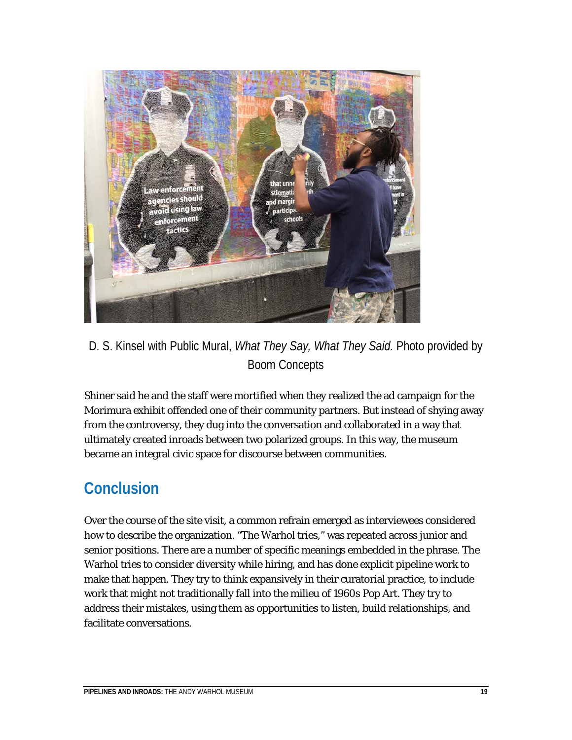D. S. Kinsel with Public Mural, *What They Say, What They Said.* Photo provided by Boom Concepts

Shiner said he and the staff were mortified when they realized the ad campaign for the Morimura exhibit offended one of their community partners. But instead of shying away from the controversy, they dug into the conversation and collaborated in a way that ultimately created inroads between two polarized groups. In this way, the museum became an integral civic space for discourse between communities.

## Conclusion

Over the course of the site visit, a common refrain emerged as interviewees considered how to describe the organization. "The Warhol tries," was repeated across junior and senior positions. There are a number of specific meanings embedded in the phrase. The Warhol tries to consider diversity while hiring, and has done explicit pipeline work to make that happen. They try to think expansively in their curatorial practice, to include work that might not traditionally fall into the milieu of 1960s Pop Art. They try to address their mistakes, using them as opportunities to listen, build relationships, and facilitate conversations.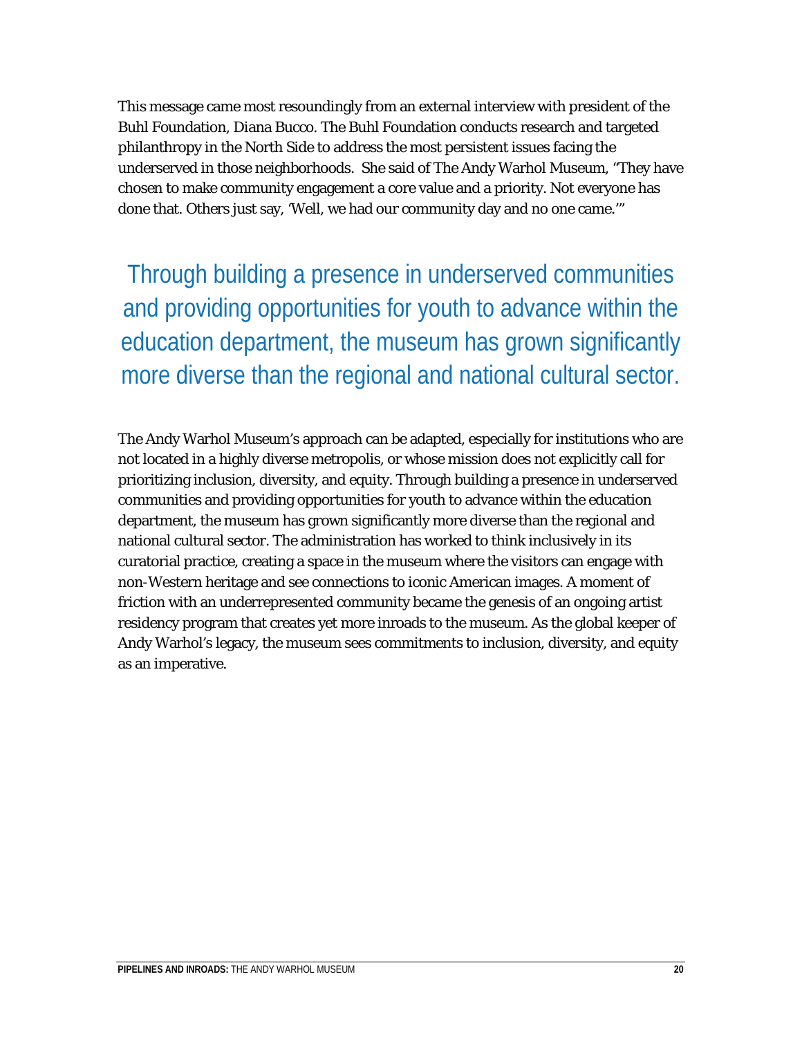This message came most resoundingly from an external interview with president of the Buhl Foundation, Diana Bucco. The Buhl Foundation conducts research and targeted philanthropy in the North Side to address the most persistent issues facing the underserved in those neighborhoods. She said of The Andy Warhol Museum, "They have chosen to make community engagement a core value and a priority. Not everyone has done that. Others just say, 'Well, we had our community day and no one came.'"

> Through building a presence in underserved communities and providing opportunities for youth to advance within the education department, the museum has grown significantly more diverse than the regional and national cultural sector.

The Andy Warhol Museum's approach can be adapted, especially for institutions who are not located in a highly diverse metropolis, or whose mission does not explicitly call for prioritizing inclusion, diversity, and equity. Through building a presence in underserved communities and providing opportunities for youth to advance within the education department, the museum has grown significantly more diverse than the regional and national cultural sector. The administration has worked to think inclusively in its curatorial practice, creating a space in the museum where the visitors can engage with non-Western heritage and see connections to iconic American images. A moment of friction with an underrepresented community became the genesis of an ongoing artist residency program that creates yet more inroads to the museum. As the global keeper of Andy Warhol's legacy, the museum sees commitments to inclusion, diversity, and equity as an imperative.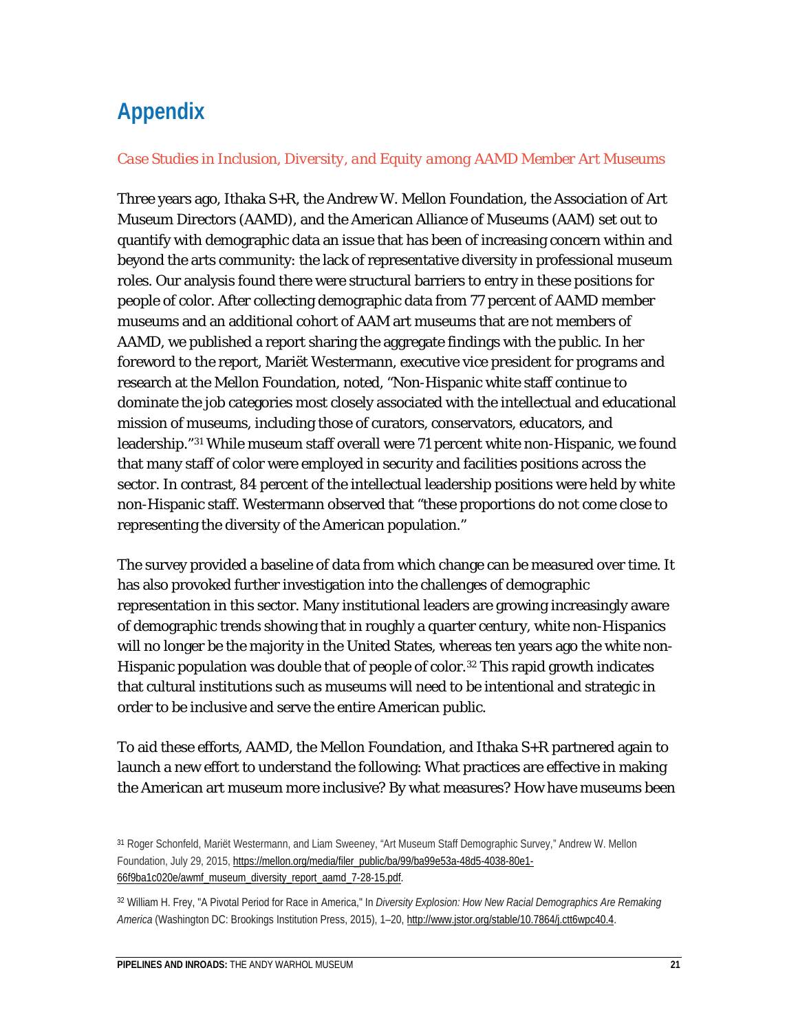# Appendix

*Case Studies in Inclusion, Diversity, and Equity among AAMD Member Art Museums*

Three years ago, Ithaka S+R, the Andrew W. Mellon Foundation, the Association of Art Museum Directors (AAMD), and the American Alliance of Museums (AAM) set out to quantify with demographic data an issue that has been of increasing concern within and beyond the arts community: the lack of representative diversity in professional museum roles. Our analysis found there were structural barriers to entry in these positions for people of color. After collecting demographic data from 77 percent of AAMD member museums and an additional cohort of AAM art museums that are not members of AAMD, we published a report sharing the aggregate findings with the public. In her foreword to the report, Mariët Westermann, executive vice president for programs and research at the Mellon Foundation, noted, "Non-Hispanic white staff continue to dominate the job categories most closely associated with the intellectual and educational mission of museums, including those of curators, conservators, educators, and leadership."[31] While museum staff overall were 71 percent white non-Hispanic, we found that many staff of color were employed in security and facilities positions across the sector. In contrast, 84 percent of the intellectual leadership positions were held by white non-Hispanic staff. Westermann observed that "these proportions do not come close to representing the diversity of the American population."

The survey provided a baseline of data from which change can be measured over time. It has also provoked further investigation into the challenges of demographic representation in this sector. Many institutional leaders are growing increasingly aware of demographic trends showing that in roughly a quarter century, white non-Hispanics will no longer be the majority in the United States, whereas ten years ago the white non-Hispanic population was double that of people of color.[32] This rapid growth indicates that cultural institutions such as museums will need to be intentional and strategic in order to be inclusive and serve the entire American public.

To aid these efforts, AAMD, the Mellon Foundation, and Ithaka S+R partnered again to launch a new effort to understand the following: What practices are effective in making the American art museum more inclusive? By what measures? How have museums been

---

[31] Roger Schonfeld, Mariët Westermann, and Liam Sweeney, "Art Museum Staff Demographic Survey," Andrew W. Mellon Foundation, July 29, 2015, https://mellon.org/media/filer_public/ba/99/ba99e53a-48d5-4038-80e1-66f9ba1c020e/awmf_museum_diversity_report_aamd_7-28-15.pdf.

[32] William H. Frey, "A Pivotal Period for Race in America," In *Diversity Explosion: How New Racial Demographics Are Remaking America* (Washington DC: Brookings Institution Press, 2015), 1–20, http://www.jstor.org/stable/10.7864/j.ctt6wpc40.4.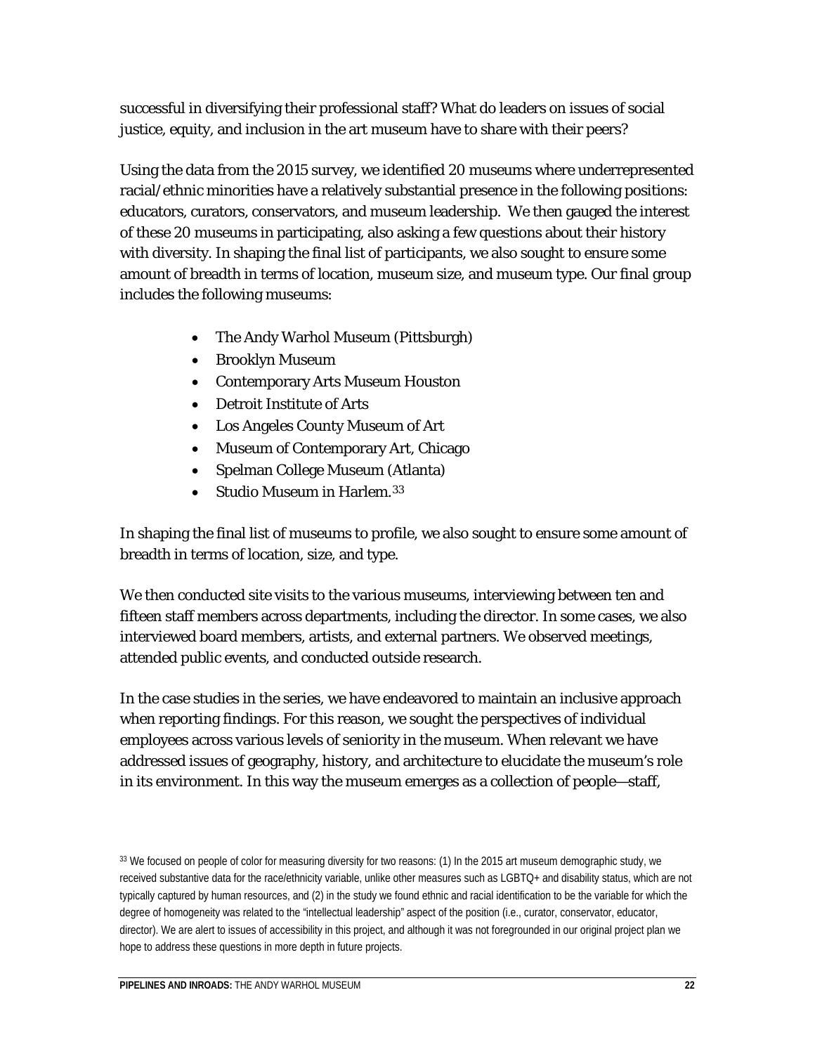successful in diversifying their professional staff? What do leaders on issues of social justice, equity, and inclusion in the art museum have to share with their peers?

Using the data from the 2015 survey, we identified 20 museums where underrepresented racial/ethnic minorities have a relatively substantial presence in the following positions: educators, curators, conservators, and museum leadership. We then gauged the interest of these 20 museums in participating, also asking a few questions about their history with diversity. In shaping the final list of participants, we also sought to ensure some amount of breadth in terms of location, museum size, and museum type. Our final group includes the following museums:

- The Andy Warhol Museum (Pittsburgh)
- Brooklyn Museum
- Contemporary Arts Museum Houston
- Detroit Institute of Arts
- Los Angeles County Museum of Art
- Museum of Contemporary Art, Chicago
- Spelman College Museum (Atlanta)
- Studio Museum in Harlem.[33]

In shaping the final list of museums to profile, we also sought to ensure some amount of breadth in terms of location, size, and type.

We then conducted site visits to the various museums, interviewing between ten and fifteen staff members across departments, including the director. In some cases, we also interviewed board members, artists, and external partners. We observed meetings, attended public events, and conducted outside research.

In the case studies in the series, we have endeavored to maintain an inclusive approach when reporting findings. For this reason, we sought the perspectives of individual employees across various levels of seniority in the museum. When relevant we have addressed issues of geography, history, and architecture to elucidate the museum's role in its environment. In this way the museum emerges as a collection of people—staff,

[33] We focused on people of color for measuring diversity for two reasons: (1) In the 2015 art museum demographic study, we received substantive data for the race/ethnicity variable, unlike other measures such as LGBTQ+ and disability status, which are not typically captured by human resources, and (2) in the study we found ethnic and racial identification to be the variable for which the degree of homogeneity was related to the "intellectual leadership" aspect of the position (i.e., curator, conservator, educator, director). We are alert to issues of accessibility in this project, and although it was not foregrounded in our original project plan we hope to address these questions in more depth in future projects.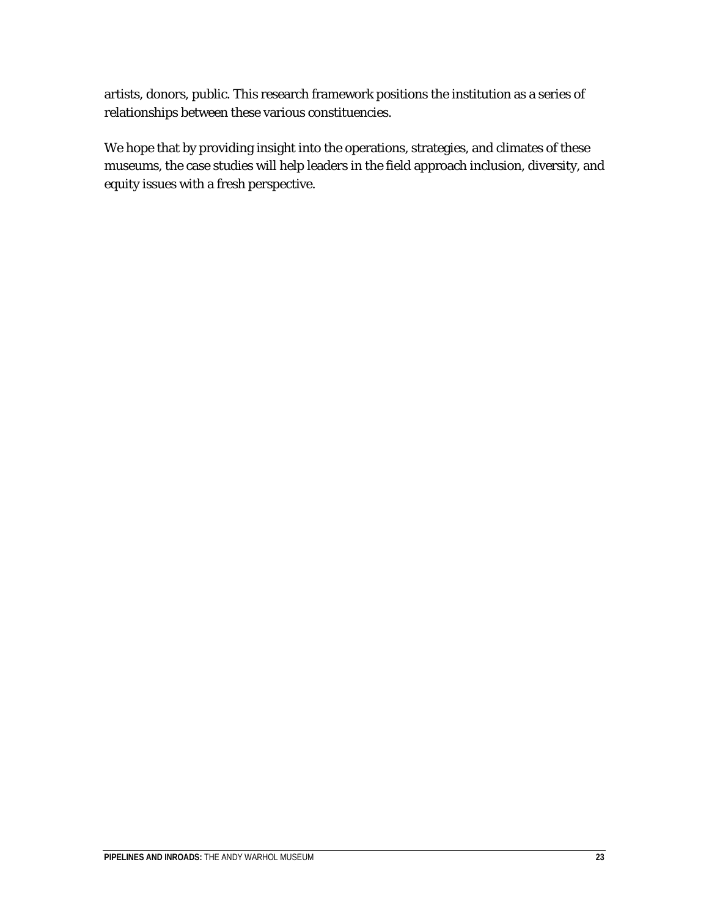artists, donors, public. This research framework positions the institution as a series of relationships between these various constituencies.

We hope that by providing insight into the operations, strategies, and climates of these museums, the case studies will help leaders in the field approach inclusion, diversity, and equity issues with a fresh perspective.